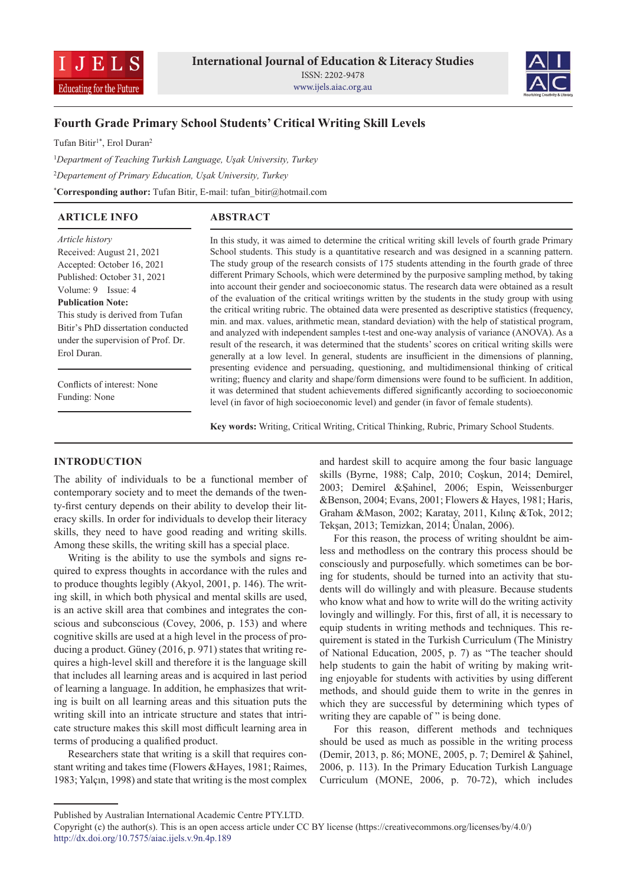# Fourth Grade Primary School Students' Critical Writing Skill Levels

Tufan Bitir[1*], Erol Duran[2]

[1]*Department of Teaching Turkish Language, Uşak University, Turkey*

[2]*Departement of Primary Education, Uşak University, Turkey*

[*]**Corresponding author:** Tufan Bitir, E-mail: tufan_bitir@hotmail.com

## ARTICLE INFO

*Article history*
Received: August 21, 2021
Accepted: October 16, 2021
Published: October 31, 2021
Volume: 9 Issue: 4

**Publication Note:**
This study is derived from Tufan Bitir's PhD dissertation conducted under the supervision of Prof. Dr. Erol Duran.

Conflicts of interest: None
Funding: None

## ABSTRACT

In this study, it was aimed to determine the critical writing skill levels of fourth grade Primary School students. This study is a quantitative research and was designed in a scanning pattern. The study group of the research consists of 175 students attending in the fourth grade of three different Primary Schools, which were determined by the purposive sampling method, by taking into account their gender and socioeconomic status. The research data were obtained as a result of the evaluation of the critical writings written by the students in the study group with using the critical writing rubric. The obtained data were presented as descriptive statistics (frequency, min. and max. values, arithmetic mean, standard deviation) with the help of statistical program, and analyzed with independent samples t-test and one-way analysis of variance (ANOVA). As a result of the research, it was determined that the students' scores on critical writing skills were generally at a low level. In general, students are insufficient in the dimensions of planning, presenting evidence and persuading, questioning, and multidimensional thinking of critical writing; fluency and clarity and shape/form dimensions were found to be sufficient. In addition, it was determined that student achievements differed significantly according to socioeconomic level (in favor of high socioeconomic level) and gender (in favor of female students).

**Key words:** Writing, Critical Writing, Critical Thinking, Rubric, Primary School Students.

## INTRODUCTION

The ability of individuals to be a functional member of contemporary society and to meet the demands of the twenty-first century depends on their ability to develop their literacy skills. In order for individuals to develop their literacy skills, they need to have good reading and writing skills. Among these skills, the writing skill has a special place.

Writing is the ability to use the symbols and signs required to express thoughts in accordance with the rules and to produce thoughts legibly (Akyol, 2001, p. 146). The writing skill, in which both physical and mental skills are used, is an active skill area that combines and integrates the conscious and subconscious (Covey, 2006, p. 153) and where cognitive skills are used at a high level in the process of producing a product. Güney (2016, p. 971) states that writing requires a high-level skill and therefore it is the language skill that includes all learning areas and is acquired in last period of learning a language. In addition, he emphasizes that writing is built on all learning areas and this situation puts the writing skill into an intricate structure and states that intricate structure makes this skill most difficult learning area in terms of producing a qualified product.

Researchers state that writing is a skill that requires constant writing and takes time (Flowers &Hayes, 1981; Raimes, 1983; Yalçın, 1998) and state that writing is the most complex and hardest skill to acquire among the four basic language skills (Byrne, 1988; Calp, 2010; Coşkun, 2014; Demirel, 2003; Demirel &Şahinel, 2006; Espin, Weissenburger &Benson, 2004; Evans, 2001; Flowers & Hayes, 1981; Haris, Graham &Mason, 2002; Karatay, 2011, Kılınç &Tok, 2012; Tekşan, 2013; Temizkan, 2014; Ünalan, 2006).

For this reason, the process of writing shouldnt be aimless and methodless on the contrary this process should be consciously and purposefully. which sometimes can be boring for students, should be turned into an activity that students will do willingly and with pleasure. Because students who know what and how to write will do the writing activity lovingly and willingly. For this, first of all, it is necessary to equip students in writing methods and techniques. This requirement is stated in the Turkish Curriculum (The Ministry of National Education, 2005, p. 7) as "The teacher should help students to gain the habit of writing by making writing enjoyable for students with activities by using different methods, and should guide them to write in the genres in which they are successful by determining which types of writing they are capable of " is being done.

For this reason, different methods and techniques should be used as much as possible in the writing process (Demir, 2013, p. 86; MONE, 2005, p. 7; Demirel & Şahinel, 2006, p. 113). In the Primary Education Turkish Language Curriculum (MONE, 2006, p. 70-72), which includes

Published by Australian International Academic Centre PTY.LTD.
Copyright (c) the author(s). This is an open access article under CC BY license (https://creativecommons.org/licenses/by/4.0/)
http://dx.doi.org/10.7575/aiac.ijels.v.9n.4p.189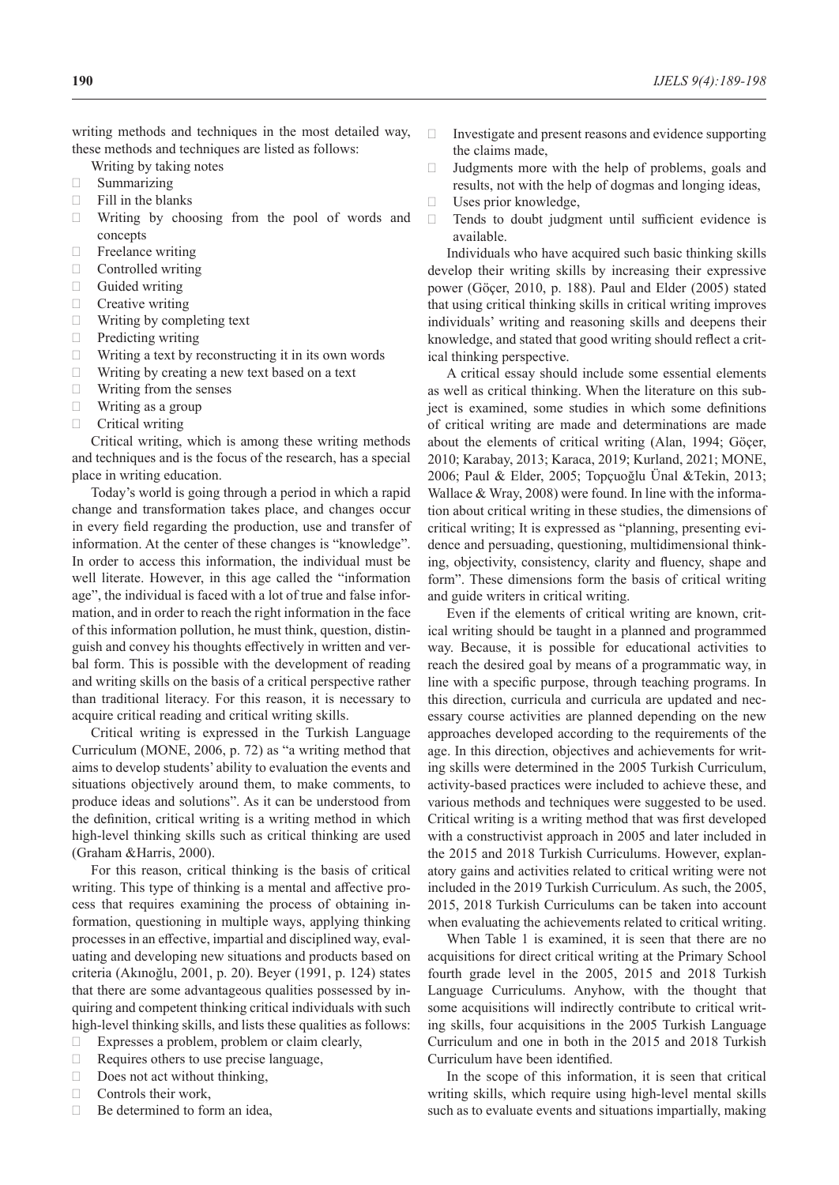writing methods and techniques in the most detailed way, these methods and techniques are listed as follows:

- Writing by taking notes
- Summarizing
- Fill in the blanks
- Writing by choosing from the pool of words and concepts
- Freelance writing
- Controlled writing
- Guided writing
- Creative writing
- Writing by completing text
- Predicting writing
- Writing a text by reconstructing it in its own words
- Writing by creating a new text based on a text
- Writing from the senses
- Writing as a group
- Critical writing

Critical writing, which is among these writing methods and techniques and is the focus of the research, has a special place in writing education.

Today's world is going through a period in which a rapid change and transformation takes place, and changes occur in every field regarding the production, use and transfer of information. At the center of these changes is "knowledge". In order to access this information, the individual must be well literate. However, in this age called the "information age", the individual is faced with a lot of true and false information, and in order to reach the right information in the face of this information pollution, he must think, question, distinguish and convey his thoughts effectively in written and verbal form. This is possible with the development of reading and writing skills on the basis of a critical perspective rather than traditional literacy. For this reason, it is necessary to acquire critical reading and critical writing skills.

Critical writing is expressed in the Turkish Language Curriculum (MONE, 2006, p. 72) as "a writing method that aims to develop students' ability to evaluation the events and situations objectively around them, to make comments, to produce ideas and solutions". As it can be understood from the definition, critical writing is a writing method in which high-level thinking skills such as critical thinking are used (Graham &Harris, 2000).

For this reason, critical thinking is the basis of critical writing. This type of thinking is a mental and affective process that requires examining the process of obtaining information, questioning in multiple ways, applying thinking processes in an effective, impartial and disciplined way, evaluating and developing new situations and products based on criteria (Akınoğlu, 2001, p. 20). Beyer (1991, p. 124) states that there are some advantageous qualities possessed by inquiring and competent thinking critical individuals with such high-level thinking skills, and lists these qualities as follows:

- Expresses a problem, problem or claim clearly,
- Requires others to use precise language,
- Does not act without thinking,
- Controls their work,
- Be determined to form an idea,
- Investigate and present reasons and evidence supporting the claims made,
- Judgments more with the help of problems, goals and results, not with the help of dogmas and longing ideas,
- Uses prior knowledge,
- Tends to doubt judgment until sufficient evidence is available.

Individuals who have acquired such basic thinking skills develop their writing skills by increasing their expressive power (Göçer, 2010, p. 188). Paul and Elder (2005) stated that using critical thinking skills in critical writing improves individuals' writing and reasoning skills and deepens their knowledge, and stated that good writing should reflect a critical thinking perspective.

A critical essay should include some essential elements as well as critical thinking. When the literature on this subject is examined, some studies in which some definitions of critical writing are made and determinations are made about the elements of critical writing (Alan, 1994; Göçer, 2010; Karabay, 2013; Karaca, 2019; Kurland, 2021; MONE, 2006; Paul & Elder, 2005; Topçuoğlu Ünal &Tekin, 2013; Wallace & Wray, 2008) were found. In line with the information about critical writing in these studies, the dimensions of critical writing; It is expressed as "planning, presenting evidence and persuading, questioning, multidimensional thinking, objectivity, consistency, clarity and fluency, shape and form". These dimensions form the basis of critical writing and guide writers in critical writing.

Even if the elements of critical writing are known, critical writing should be taught in a planned and programmed way. Because, it is possible for educational activities to reach the desired goal by means of a programmatic way, in line with a specific purpose, through teaching programs. In this direction, curricula and curricula are updated and necessary course activities are planned depending on the new approaches developed according to the requirements of the age. In this direction, objectives and achievements for writing skills were determined in the 2005 Turkish Curriculum, activity-based practices were included to achieve these, and various methods and techniques were suggested to be used. Critical writing is a writing method that was first developed with a constructivist approach in 2005 and later included in the 2015 and 2018 Turkish Curriculums. However, explanatory gains and activities related to critical writing were not included in the 2019 Turkish Curriculum. As such, the 2005, 2015, 2018 Turkish Curriculums can be taken into account when evaluating the achievements related to critical writing.

When Table 1 is examined, it is seen that there are no acquisitions for direct critical writing at the Primary School fourth grade level in the 2005, 2015 and 2018 Turkish Language Curriculums. Anyhow, with the thought that some acquisitions will indirectly contribute to critical writing skills, four acquisitions in the 2005 Turkish Language Curriculum and one in both in the 2015 and 2018 Turkish Curriculum have been identified.

In the scope of this information, it is seen that critical writing skills, which require using high-level mental skills such as to evaluate events and situations impartially, making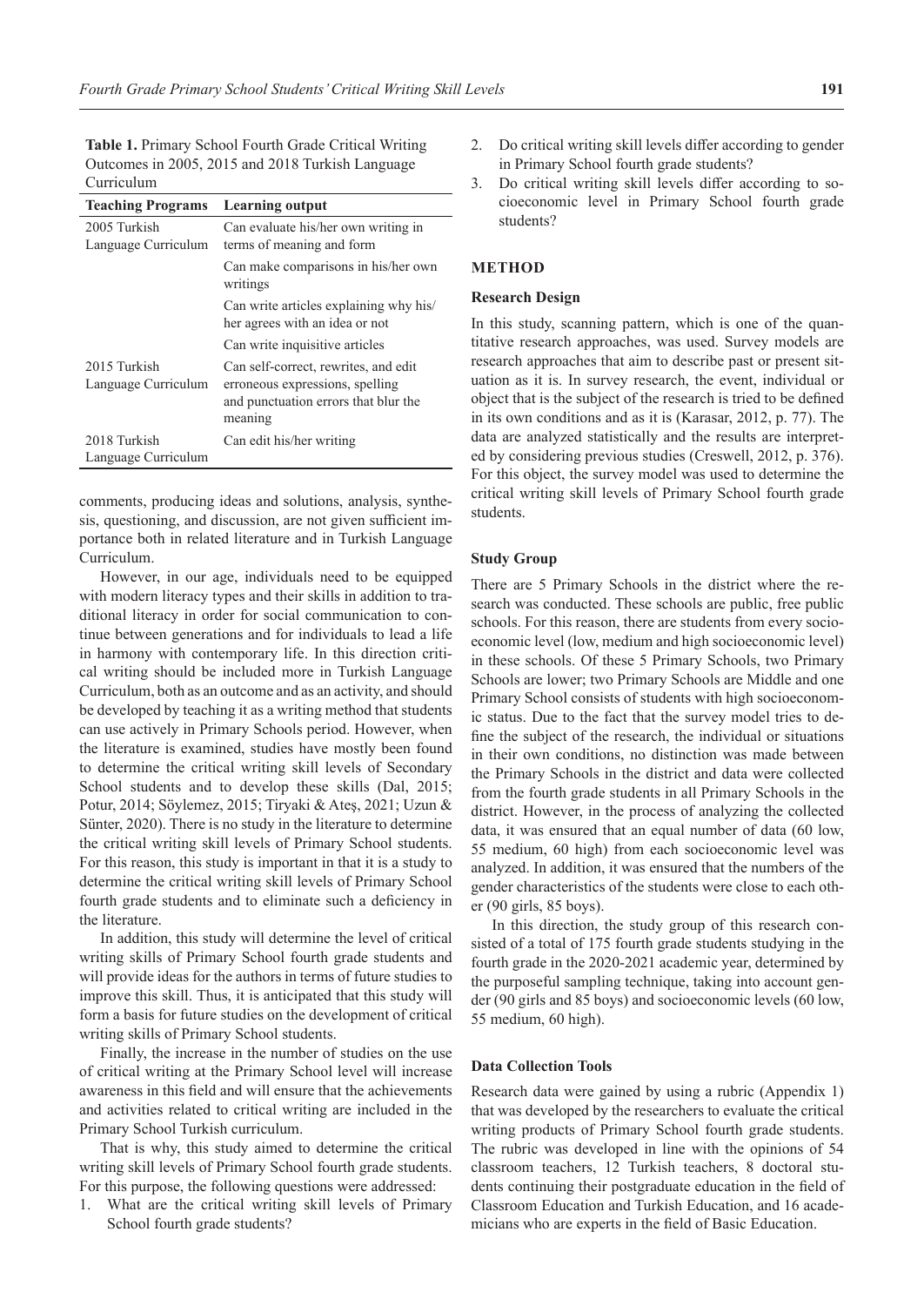**Table 1.** Primary School Fourth Grade Critical Writing Outcomes in 2005, 2015 and 2018 Turkish Language Curriculum

| Teaching Programs | Learning output |
|---|---|
| 2005 Turkish Language Curriculum | Can evaluate his/her own writing in terms of meaning and form |
| | Can make comparisons in his/her own writings |
| | Can write articles explaining why his/her agrees with an idea or not |
| | Can write inquisitive articles |
| 2015 Turkish Language Curriculum | Can self-correct, rewrites, and edit erroneous expressions, spelling and punctuation errors that blur the meaning |
| 2018 Turkish Language Curriculum | Can edit his/her writing |

comments, producing ideas and solutions, analysis, synthesis, questioning, and discussion, are not given sufficient importance both in related literature and in Turkish Language Curriculum.

However, in our age, individuals need to be equipped with modern literacy types and their skills in addition to traditional literacy in order for social communication to continue between generations and for individuals to lead a life in harmony with contemporary life. In this direction critical writing should be included more in Turkish Language Curriculum, both as an outcome and as an activity, and should be developed by teaching it as a writing method that students can use actively in Primary Schools period. However, when the literature is examined, studies have mostly been found to determine the critical writing skill levels of Secondary School students and to develop these skills (Dal, 2015; Potur, 2014; Söylemez, 2015; Tiryaki & Ateş, 2021; Uzun & Sünter, 2020). There is no study in the literature to determine the critical writing skill levels of Primary School students. For this reason, this study is important in that it is a study to determine the critical writing skill levels of Primary School fourth grade students and to eliminate such a deficiency in the literature.

In addition, this study will determine the level of critical writing skills of Primary School fourth grade students and will provide ideas for the authors in terms of future studies to improve this skill. Thus, it is anticipated that this study will form a basis for future studies on the development of critical writing skills of Primary School students.

Finally, the increase in the number of studies on the use of critical writing at the Primary School level will increase awareness in this field and will ensure that the achievements and activities related to critical writing are included in the Primary School Turkish curriculum.

That is why, this study aimed to determine the critical writing skill levels of Primary School fourth grade students. For this purpose, the following questions were addressed:

1. What are the critical writing skill levels of Primary School fourth grade students?
2. Do critical writing skill levels differ according to gender in Primary School fourth grade students?
3. Do critical writing skill levels differ according to socioeconomic level in Primary School fourth grade students?

## METHOD

### Research Design

In this study, scanning pattern, which is one of the quantitative research approaches, was used. Survey models are research approaches that aim to describe past or present situation as it is. In survey research, the event, individual or object that is the subject of the research is tried to be defined in its own conditions and as it is (Karasar, 2012, p. 77). The data are analyzed statistically and the results are interpreted by considering previous studies (Creswell, 2012, p. 376). For this object, the survey model was used to determine the critical writing skill levels of Primary School fourth grade students.

### Study Group

There are 5 Primary Schools in the district where the research was conducted. These schools are public, free public schools. For this reason, there are students from every socioeconomic level (low, medium and high socioeconomic level) in these schools. Of these 5 Primary Schools, two Primary Schools are lower; two Primary Schools are Middle and one Primary School consists of students with high socioeconomic status. Due to the fact that the survey model tries to define the subject of the research, the individual or situations in their own conditions, no distinction was made between the Primary Schools in the district and data were collected from the fourth grade students in all Primary Schools in the district. However, in the process of analyzing the collected data, it was ensured that an equal number of data (60 low, 55 medium, 60 high) from each socioeconomic level was analyzed. In addition, it was ensured that the numbers of the gender characteristics of the students were close to each other (90 girls, 85 boys).

In this direction, the study group of this research consisted of a total of 175 fourth grade students studying in the fourth grade in the 2020-2021 academic year, determined by the purposeful sampling technique, taking into account gender (90 girls and 85 boys) and socioeconomic levels (60 low, 55 medium, 60 high).

### Data Collection Tools

Research data were gained by using a rubric (Appendix 1) that was developed by the researchers to evaluate the critical writing products of Primary School fourth grade students. The rubric was developed in line with the opinions of 54 classroom teachers, 12 Turkish teachers, 8 doctoral students continuing their postgraduate education in the field of Classroom Education and Turkish Education, and 16 academicians who are experts in the field of Basic Education.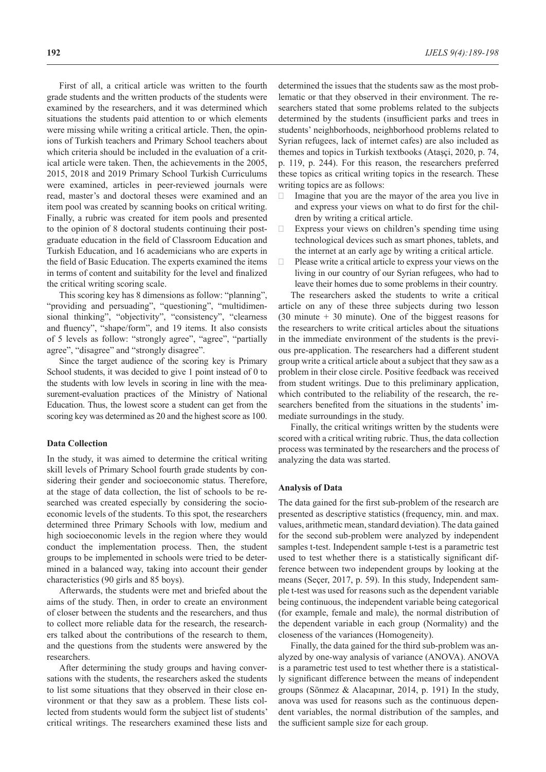First of all, a critical article was written to the fourth grade students and the written products of the students were examined by the researchers, and it was determined which situations the students paid attention to or which elements were missing while writing a critical article. Then, the opinions of Turkish teachers and Primary School teachers about which criteria should be included in the evaluation of a critical article were taken. Then, the achievements in the 2005, 2015, 2018 and 2019 Primary School Turkish Curriculums were examined, articles in peer-reviewed journals were read, master's and doctoral theses were examined and an item pool was created by scanning books on critical writing. Finally, a rubric was created for item pools and presented to the opinion of 8 doctoral students continuing their postgraduate education in the field of Classroom Education and Turkish Education, and 16 academicians who are experts in the field of Basic Education. The experts examined the items in terms of content and suitability for the level and finalized the critical writing scoring scale.

This scoring key has 8 dimensions as follow: "planning", "providing and persuading", "questioning", "multidimensional thinking", "objectivity", "consistency", "clearness and fluency", "shape/form", and 19 items. It also consists of 5 levels as follow: "strongly agree", "agree", "partially agree", "disagree" and "strongly disagree".

Since the target audience of the scoring key is Primary School students, it was decided to give 1 point instead of 0 to the students with low levels in scoring in line with the measurement-evaluation practices of the Ministry of National Education. Thus, the lowest score a student can get from the scoring key was determined as 20 and the highest score as 100.

### Data Collection

In the study, it was aimed to determine the critical writing skill levels of Primary School fourth grade students by considering their gender and socioeconomic status. Therefore, at the stage of data collection, the list of schools to be researched was created especially by considering the socioeconomic levels of the students. To this spot, the researchers determined three Primary Schools with low, medium and high socioeconomic levels in the region where they would conduct the implementation process. Then, the student groups to be implemented in schools were tried to be determined in a balanced way, taking into account their gender characteristics (90 girls and 85 boys).

Afterwards, the students were met and briefed about the aims of the study. Then, in order to create an environment of closer between the students and the researchers, and thus to collect more reliable data for the research, the researchers talked about the contributions of the research to them, and the questions from the students were answered by the researchers.

After determining the study groups and having conversations with the students, the researchers asked the students to list some situations that they observed in their close environment or that they saw as a problem. These lists collected from students would form the subject list of students' critical writings. The researchers examined these lists and determined the issues that the students saw as the most problematic or that they observed in their environment. The researchers stated that some problems related to the subjects determined by the students (insufficient parks and trees in students' neighborhoods, neighborhood problems related to Syrian refugees, lack of internet cafes) are also included as themes and topics in Turkish textbooks (Ataşçi, 2020, p. 74, p. 119, p. 244). For this reason, the researchers preferred these topics as critical writing topics in the research. These writing topics are as follows:

- Imagine that you are the mayor of the area you live in and express your views on what to do first for the children by writing a critical article.
- Express your views on children's spending time using technological devices such as smart phones, tablets, and the internet at an early age by writing a critical article.
- Please write a critical article to express your views on the living in our country of our Syrian refugees, who had to leave their homes due to some problems in their country.

The researchers asked the students to write a critical article on any of these three subjects during two lesson (30 minute + 30 minute). One of the biggest reasons for the researchers to write critical articles about the situations in the immediate environment of the students is the previous pre-application. The researchers had a different student group write a critical article about a subject that they saw as a problem in their close circle. Positive feedback was received from student writings. Due to this preliminary application, which contributed to the reliability of the research, the researchers benefited from the situations in the students' immediate surroundings in the study.

Finally, the critical writings written by the students were scored with a critical writing rubric. Thus, the data collection process was terminated by the researchers and the process of analyzing the data was started.

### Analysis of Data

The data gained for the first sub-problem of the research are presented as descriptive statistics (frequency, min. and max. values, arithmetic mean, standard deviation). The data gained for the second sub-problem were analyzed by independent samples t-test. Independent sample t-test is a parametric test used to test whether there is a statistically significant difference between two independent groups by looking at the means (Seçer, 2017, p. 59). In this study, Independent sample t-test was used for reasons such as the dependent variable being continuous, the independent variable being categorical (for example, female and male), the normal distribution of the dependent variable in each group (Normality) and the closeness of the variances (Homogeneity).

Finally, the data gained for the third sub-problem was analyzed by one-way analysis of variance (ANOVA). ANOVA is a parametric test used to test whether there is a statistically significant difference between the means of independent groups (Sönmez & Alacapınar, 2014, p. 191) In the study, anova was used for reasons such as the continuous dependent variables, the normal distribution of the samples, and the sufficient sample size for each group.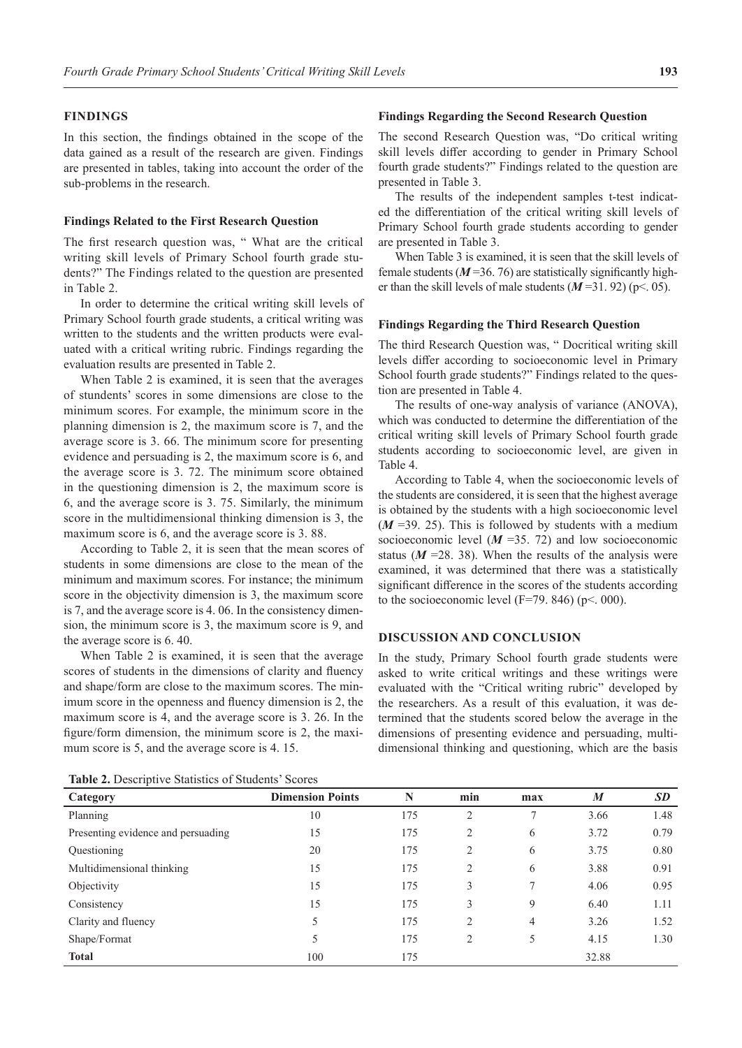## FINDINGS

In this section, the findings obtained in the scope of the data gained as a result of the research are given. Findings are presented in tables, taking into account the order of the sub-problems in the research.

### Findings Related to the First Research Question

The first research question was, " What are the critical writing skill levels of Primary School fourth grade students?" The Findings related to the question are presented in Table 2.

In order to determine the critical writing skill levels of Primary School fourth grade students, a critical writing was written to the students and the written products were evaluated with a critical writing rubric. Findings regarding the evaluation results are presented in Table 2.

When Table 2 is examined, it is seen that the averages of students' scores in some dimensions are close to the minimum scores. For example, the minimum score in the planning dimension is 2, the maximum score is 7, and the average score is 3. 66. The minimum score for presenting evidence and persuading is 2, the maximum score is 6, and the average score is 3. 72. The minimum score obtained in the questioning dimension is 2, the maximum score is 6, and the average score is 3. 75. Similarly, the minimum score in the multidimensional thinking dimension is 3, the maximum score is 6, and the average score is 3. 88.

According to Table 2, it is seen that the mean scores of students in some dimensions are close to the mean of the minimum and maximum scores. For instance; the minimum score in the objectivity dimension is 3, the maximum score is 7, and the average score is 4. 06. In the consistency dimension, the minimum score is 3, the maximum score is 9, and the average score is 6. 40.

When Table 2 is examined, it is seen that the average scores of students in the dimensions of clarity and fluency and shape/form are close to the maximum scores. The minimum score in the openness and fluency dimension is 2, the maximum score is 4, and the average score is 3. 26. In the figure/form dimension, the minimum score is 2, the maximum score is 5, and the average score is 4. 15.

**Table 2.** Descriptive Statistics of Students' Scores

| Category | Dimension Points | N | min | max | *M* | *SD* |
|---|---|---|---|---|---|---|
| Planning | 10 | 175 | 2 | 7 | 3.66 | 1.48 |
| Presenting evidence and persuading | 15 | 175 | 2 | 6 | 3.72 | 0.79 |
| Questioning | 20 | 175 | 2 | 6 | 3.75 | 0.80 |
| Multidimensional thinking | 15 | 175 | 2 | 6 | 3.88 | 0.91 |
| Objectivity | 15 | 175 | 3 | 7 | 4.06 | 0.95 |
| Consistency | 15 | 175 | 3 | 9 | 6.40 | 1.11 |
| Clarity and fluency | 5 | 175 | 2 | 4 | 3.26 | 1.52 |
| Shape/Format | 5 | 175 | 2 | 5 | 4.15 | 1.30 |
| **Total** | 100 | 175 | | | 32.88 | |

### Findings Regarding the Second Research Question

The second Research Question was, "Do critical writing skill levels differ according to gender in Primary School fourth grade students?" Findings related to the question are presented in Table 3.

The results of the independent samples t-test indicated the differentiation of the critical writing skill levels of Primary School fourth grade students according to gender are presented in Table 3.

When Table 3 is examined, it is seen that the skill levels of female students (***M*** =36. 76) are statistically significantly higher than the skill levels of male students (***M*** =31. 92) (p<. 05).

### Findings Regarding the Third Research Question

The third Research Question was, " Docritical writing skill levels differ according to socioeconomic level in Primary School fourth grade students?" Findings related to the question are presented in Table 4.

The results of one-way analysis of variance (ANOVA), which was conducted to determine the differentiation of the critical writing skill levels of Primary School fourth grade students according to socioeconomic level, are given in Table 4.

According to Table 4, when the socioeconomic levels of the students are considered, it is seen that the highest average is obtained by the students with a high socioeconomic level (***M*** =39. 25). This is followed by students with a medium socioeconomic level (***M*** =35. 72) and low socioeconomic status (***M*** =28. 38). When the results of the analysis were examined, it was determined that there was a statistically significant difference in the scores of the students according to the socioeconomic level (F=79. 846) (p<. 000).

## DISCUSSION AND CONCLUSION

In the study, Primary School fourth grade students were asked to write critical writings and these writings were evaluated with the "Critical writing rubric" developed by the researchers. As a result of this evaluation, it was determined that the students scored below the average in the dimensions of presenting evidence and persuading, multidimensional thinking and questioning, which are the basis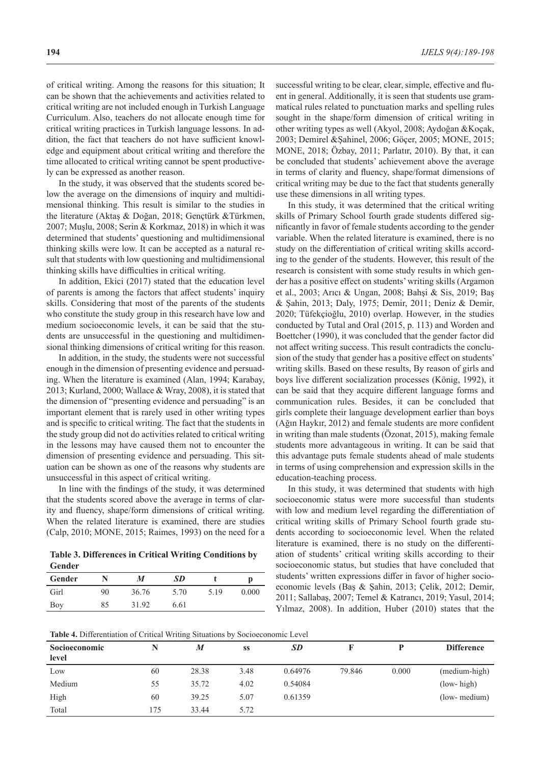of critical writing. Among the reasons for this situation; It can be shown that the achievements and activities related to critical writing are not included enough in Turkish Language Curriculum. Also, teachers do not allocate enough time for critical writing practices in Turkish language lessons. In addition, the fact that teachers do not have sufficient knowledge and equipment about critical writing and therefore the time allocated to critical writing cannot be spent productively can be expressed as another reason.

In the study, it was observed that the students scored below the average on the dimensions of inquiry and multidimensional thinking. This result is similar to the studies in the literature (Aktaş & Doğan, 2018; Gençtürk &Türkmen, 2007; Muşlu, 2008; Serin & Korkmaz, 2018) in which it was determined that students' questioning and multidimensional thinking skills were low. It can be accepted as a natural result that students with low questioning and multidimensional thinking skills have difficulties in critical writing.

In addition, Ekici (2017) stated that the education level of parents is among the factors that affect students' inquiry skills. Considering that most of the parents of the students who constitute the study group in this research have low and medium socioeconomic levels, it can be said that the students are unsuccessful in the questioning and multidimensional thinking dimensions of critical writing for this reason.

In addition, in the study, the students were not successful enough in the dimension of presenting evidence and persuading. When the literature is examined (Alan, 1994; Karabay, 2013; Kurland, 2000; Wallace & Wray, 2008), it is stated that the dimension of "presenting evidence and persuading" is an important element that is rarely used in other writing types and is specific to critical writing. The fact that the students in the study group did not do activities related to critical writing in the lessons may have caused them not to encounter the dimension of presenting evidence and persuading. This situation can be shown as one of the reasons why students are unsuccessful in this aspect of critical writing.

In line with the findings of the study, it was determined that the students scored above the average in terms of clarity and fluency, shape/form dimensions of critical writing. When the related literature is examined, there are studies (Calp, 2010; MONE, 2015; Raimes, 1993) on the need for a successful writing to be clear, clear, simple, effective and fluent in general. Additionally, it is seen that students use grammatical rules related to punctuation marks and spelling rules sought in the shape/form dimension of critical writing in other writing types as well (Akyol, 2008; Aydoğan &Koçak, 2003; Demirel &Şahinel, 2006; Göçer, 2005; MONE, 2015; MONE, 2018; Özbay, 2011; Parlatır, 2010). By that, it can be concluded that students' achievement above the average in terms of clarity and fluency, shape/format dimensions of critical writing may be due to the fact that students generally use these dimensions in all writing types.

**Table 3. Differences in Critical Writing Conditions by Gender**

| Gender | N | *M* | *SD* | t | p |
|---|---|---|---|---|---|
| Girl | 90 | 36.76 | 5.70 | 5.19 | 0.000 |
| Boy | 85 | 31.92 | 6.61 | | |

In this study, it was determined that the critical writing skills of Primary School fourth grade students differed significantly in favor of female students according to the gender variable. When the related literature is examined, there is no study on the differentiation of critical writing skills according to the gender of the students. However, this result of the research is consistent with some study results in which gender has a positive effect on students' writing skills (Argamon et al., 2003; Arıcı & Ungan, 2008; Bahşi & Sis, 2019; Baş & Şahin, 2013; Daly, 1975; Demir, 2011; Deniz & Demir, 2020; Tüfekçioğlu, 2010) overlap. However, in the studies conducted by Tutal and Oral (2015, p. 113) and Worden and Boettcher (1990), it was concluded that the gender factor did not affect writing success. This result contradicts the conclusion of the study that gender has a positive effect on students' writing skills. Based on these results, By reason of girls and boys live different socialization processes (König, 1992), it can be said that they acquire different language forms and communication rules. Besides, it can be concluded that girls complete their language development earlier than boys (Ağın Haykır, 2012) and female students are more confident in writing than male students (Özonat, 2015), making female students more advantageous in writing. It can be said that this advantage puts female students ahead of male students in terms of using comprehension and expression skills in the education-teaching process.

In this study, it was determined that students with high socioeconomic status were more successful than students with low and medium level regarding the differentiation of critical writing skills of Primary School fourth grade students according to socioeconomic level. When the related literature is examined, there is no study on the differentiation of students' critical writing skills according to their socioeconomic status, but studies that have concluded that students' written expressions differ in favor of higher socioeconomic levels (Baş & Şahin, 2013; Çelik, 2012; Demir, 2011; Sallabaş, 2007; Temel & Katrancı, 2019; Yasul, 2014; Yılmaz, 2008). In addition, Huber (2010) states that the

**Table 4.** Differentiation of Critical Writing Situations by Socioeconomic Level

| Socioeconomic level | N | *M* | ss | *SD* | F | P | Difference |
|---|---|---|---|---|---|---|---|
| Low | 60 | 28.38 | 3.48 | 0.64976 | 79.846 | 0.000 | (medium-high) |
| Medium | 55 | 35.72 | 4.02 | 0.54084 | | | (low- high) |
| High | 60 | 39.25 | 5.07 | 0.61359 | | | (low- medium) |
| Total | 175 | 33.44 | 5.72 | | | | |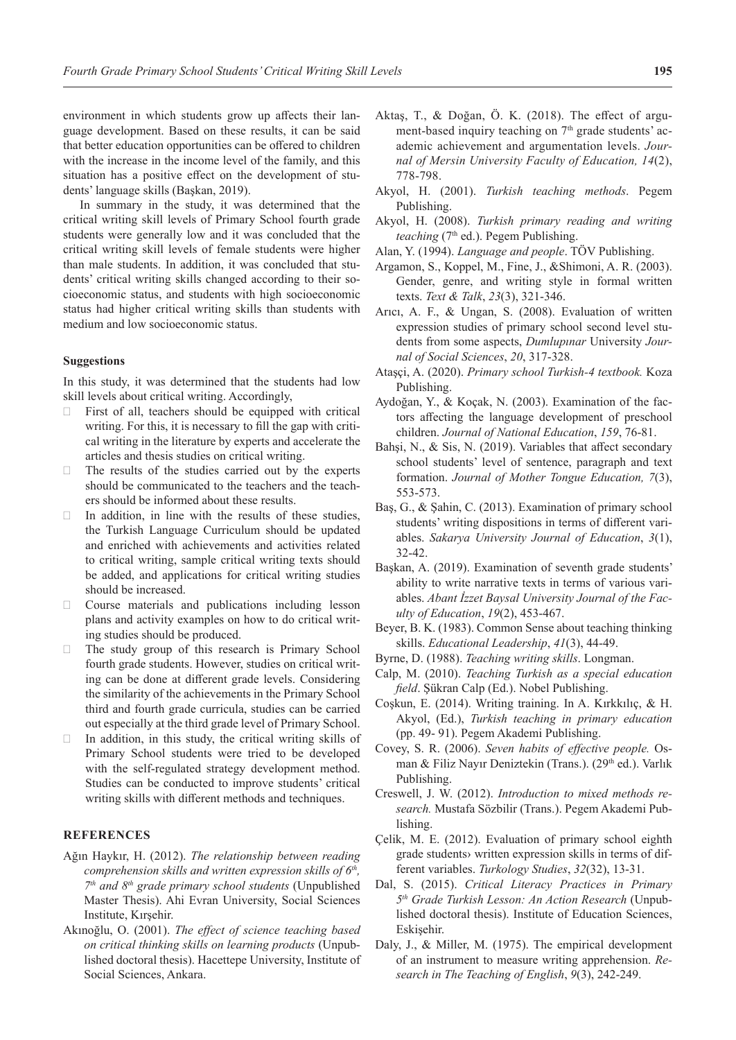environment in which students grow up affects their language development. Based on these results, it can be said that better education opportunities can be offered to children with the increase in the income level of the family, and this situation has a positive effect on the development of students' language skills (Başkan, 2019).

In summary in the study, it was determined that the critical writing skill levels of Primary School fourth grade students were generally low and it was concluded that the critical writing skill levels of female students were higher than male students. In addition, it was concluded that students' critical writing skills changed according to their socioeconomic status, and students with high socioeconomic status had higher critical writing skills than students with medium and low socioeconomic status.

### Suggestions

In this study, it was determined that the students had low skill levels about critical writing. Accordingly,

- First of all, teachers should be equipped with critical writing. For this, it is necessary to fill the gap with critical writing in the literature by experts and accelerate the articles and thesis studies on critical writing.
- The results of the studies carried out by the experts should be communicated to the teachers and the teachers should be informed about these results.
- In addition, in line with the results of these studies, the Turkish Language Curriculum should be updated and enriched with achievements and activities related to critical writing, sample critical writing texts should be added, and applications for critical writing studies should be increased.
- Course materials and publications including lesson plans and activity examples on how to do critical writing studies should be produced.
- The study group of this research is Primary School fourth grade students. However, studies on critical writing can be done at different grade levels. Considering the similarity of the achievements in the Primary School third and fourth grade curricula, studies can be carried out especially at the third grade level of Primary School.
- In addition, in this study, the critical writing skills of Primary School students were tried to be developed with the self-regulated strategy development method. Studies can be conducted to improve students' critical writing skills with different methods and techniques.

## REFERENCES

Ağın Haykır, H. (2012). *The relationship between reading comprehension skills and written expression skills of 6th, 7th and 8th grade primary school students* (Unpublished Master Thesis). Ahi Evran University, Social Sciences Institute, Kırşehir.

Akınoğlu, O. (2001). *The effect of science teaching based on critical thinking skills on learning products* (Unpublished doctoral thesis). Hacettepe University, Institute of Social Sciences, Ankara.

Aktaş, T., & Doğan, Ö. K. (2018). The effect of argument-based inquiry teaching on 7th grade students' academic achievement and argumentation levels. *Journal of Mersin University Faculty of Education, 14*(2), 778-798.

Akyol, H. (2001). *Turkish teaching methods*. Pegem Publishing.

Akyol, H. (2008). *Turkish primary reading and writing teaching* (7th ed.). Pegem Publishing.

Alan, Y. (1994). *Language and people*. TÖV Publishing.

Argamon, S., Koppel, M., Fine, J., &Shimoni, A. R. (2003). Gender, genre, and writing style in formal written texts. *Text & Talk*, *23*(3), 321-346.

Arıcı, A. F., & Ungan, S. (2008). Evaluation of written expression studies of primary school second level students from some aspects, *Dumlupınar* University *Journal of Social Sciences*, *20*, 317-328.

Ataşçi, A. (2020). *Primary school Turkish-4 textbook.* Koza Publishing.

Aydoğan, Y., & Koçak, N. (2003). Examination of the factors affecting the language development of preschool children. *Journal of National Education*, *159*, 76-81.

Bahşi, N., & Sis, N. (2019). Variables that affect secondary school students' level of sentence, paragraph and text formation. *Journal of Mother Tongue Education, 7*(3), 553-573.

Baş, G., & Şahin, C. (2013). Examination of primary school students' writing dispositions in terms of different variables. *Sakarya University Journal of Education*, *3*(1), 32-42.

Başkan, A. (2019). Examination of seventh grade students' ability to write narrative texts in terms of various variables. *Abant İzzet Baysal University Journal of the Faculty of Education*, *19*(2), 453-467.

Beyer, B. K. (1983). Common Sense about teaching thinking skills. *Educational Leadership*, *41*(3), 44-49.

Byrne, D. (1988). *Teaching writing skills*. Longman.

Calp, M. (2010). *Teaching Turkish as a special education field*. Şükran Calp (Ed.). Nobel Publishing.

Coşkun, E. (2014). Writing training. In A. Kırkkılıç, & H. Akyol, (Ed.), *Turkish teaching in primary education* (pp. 49- 91). Pegem Akademi Publishing.

Covey, S. R. (2006). *Seven habits of effective people.* Osman & Filiz Nayır Deniztekin (Trans.). (29th ed.). Varlık Publishing.

Creswell, J. W. (2012). *Introduction to mixed methods research.* Mustafa Sözbilir (Trans.). Pegem Akademi Publishing.

Çelik, M. E. (2012). Evaluation of primary school eighth grade students› written expression skills in terms of different variables. *Turkology Studies*, *32*(32), 13-31.

Dal, S. (2015). *Critical Literacy Practices in Primary 5th Grade Turkish Lesson: An Action Research* (Unpublished doctoral thesis). Institute of Education Sciences, Eskişehir.

Daly, J., & Miller, M. (1975). The empirical development of an instrument to measure writing apprehension. *Research in The Teaching of English*, *9*(3), 242-249.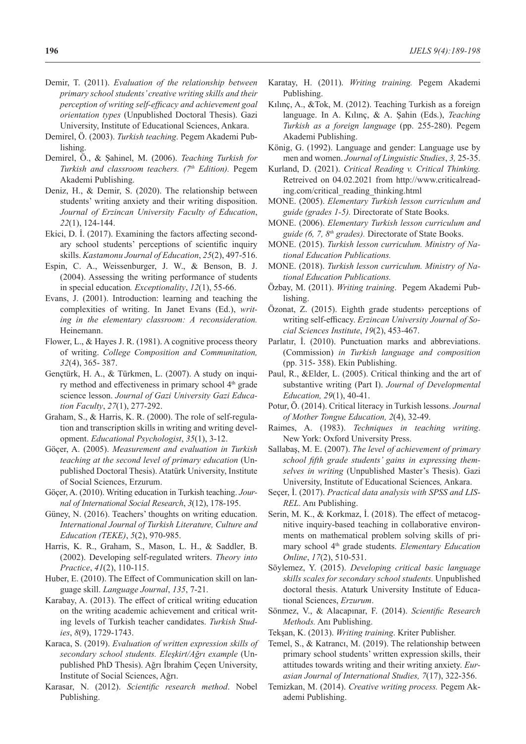Demir, T. (2011). *Evaluation of the relationship between primary school students' creative writing skills and their perception of writing self-efficacy and achievement goal orientation types* (Unpublished Doctoral Thesis). Gazi University, Institute of Educational Sciences, Ankara.

Demirel, Ö. (2003). *Turkish teaching*. Pegem Akademi Publishing.

Demirel, Ö., & Şahinel, M. (2006). *Teaching Turkish for Turkish and classroom teachers. (7th Edition).* Pegem Akademi Publishing.

Deniz, H., & Demir, S. (2020). The relationship between students' writing anxiety and their writing disposition. *Journal of Erzincan University Faculty of Education*, *22*(1), 124-144.

Ekici, D. İ. (2017). Examining the factors affecting secondary school students' perceptions of scientific inquiry skills. *Kastamonu Journal of Education*, *25*(2), 497-516.

Espin, C. A., Weissenburger, J. W., & Benson, B. J. (2004). Assessing the writing performance of students in special education*. Exceptionality*, *12*(1), 55-66.

Evans, J. (2001). Introduction: learning and teaching the complexities of writing. In Janet Evans (Ed.), *writing in the elementary classroom: A reconsideration.* Heinemann.

Flower, L., & Hayes J. R. (1981). A cognitive process theory of writing. *College Composition and Communitation, 32*(4), 365- 387.

Gençtürk, H. A., & Türkmen, L. (2007). A study on inquiry method and effectiveness in primary school 4th grade science lesson. *Journal of Gazi University Gazi Education Faculty*, *27*(1), 277-292.

Graham, S., & Harris, K. R. (2000). The role of self-regulation and transcription skills in writing and writing development. *Educational Psychologist*, *35*(1), 3-12.

Göçer, A. (2005). *Measurement and evaluation in Turkish teaching at the second level of primary education* (Unpublished Doctoral Thesis). Atatürk University, Institute of Social Sciences, Erzurum.

Göçer, A. (2010). Writing education in Turkish teaching. *Journal of International Social Research*, *3*(12), 178-195.

Güney, N. (2016). Teachers' thoughts on writing education. *International Journal of Turkish Literature, Culture and Education (TEKE)*, *5*(2), 970-985.

Harris, K. R., Graham, S., Mason, L. H., & Saddler, B. (2002). Developing self-regulated writers. *Theory into Practice*, *41*(2), 110-115.

Huber, E. (2010). The Effect of Communication skill on language skill. *Language Journal*, *135*, 7-21.

Karabay, A. (2013). The effect of critical writing education on the writing academic achievement and critical writing levels of Turkish teacher candidates. *Turkish Studies*, *8*(9), 1729-1743.

Karaca, S. (2019). *Evaluation of written expression skills of secondary school students. Eleşkirt/Ağrı example* (Unpublished PhD Thesis). Ağrı İbrahim Çeçen University, Institute of Social Sciences, Ağrı.

Karasar, N. (2012). *Scientific research method*. Nobel Publishing.

Karatay, H. (2011). *Writing training.* Pegem Akademi Publishing.

Kılınç, A., &Tok, M. (2012). Teaching Turkish as a foreign language. In A. Kılınç, & A. Şahin (Eds.), *Teaching Turkish as a foreign language* (pp. 255-280). Pegem Akademi Publishing.

König, G. (1992). Language and gender: Language use by men and women. *Journal of Linguistic Studies*, *3,* 25-35.

Kurland, D. (2021). *Critical Reading v. Critical Thinking.* Retreived on 04.02.2021 from http://www.criticalreading.com/critical_reading_thinking.html

MONE. (2005). *Elementary Turkish lesson curriculum and guide (grades 1-5).* Directorate of State Books.

MONE. (2006). *Elementary Turkish lesson curriculum and guide (6, 7, 8th grades).* Directorate of State Books.

MONE. (2015). *Turkish lesson curriculum. Ministry of National Education Publications.*

MONE. (2018). *Turkish lesson curriculum. Ministry of National Education Publications.*

Özbay, M. (2011). *Writing training*. Pegem Akademi Publishing.

Özonat, Z. (2015). Eighth grade students› perceptions of writing self-efficacy. *Erzincan University Journal of Social Sciences Institute*, *19*(2), 453-467.

Parlatır, İ. (2010). Punctuation marks and abbreviations. (Commission) *in Turkish language and composition* (pp. 315- 358). Ekin Publishing.

Paul, R., &Elder, L. (2005). Critical thinking and the art of substantive writing (Part I). *Journal of Developmental Education, 29*(1), 40-41.

Potur, Ö. (2014). Critical literacy in Turkish lessons. *Journal of Mother Tongue Education, 2*(4), 32-49.

Raimes, A. (1983). *Techniques in teaching writing*. New York: Oxford University Press.

Sallabaş, M. E. (2007). *The level of achievement of primary school fifth grade students' gains in expressing themselves in writing* (Unpublished Master's Thesis). Gazi University, Institute of Educational Sciences*,* Ankara.

Seçer, İ. (2017). *Practical data analysis with SPSS and LISREL.* Anı Publishing.

Serin, M. K., & Korkmaz, İ. (2018). The effect of metacognitive inquiry-based teaching in collaborative environments on mathematical problem solving skills of primary school 4th grade students. *Elementary Education Online*, *17*(2), 510-531.

Söylemez, Y. (2015). *Developing critical basic language skills scales for secondary school students.* Unpublished doctoral thesis. Ataturk University Institute of Educational Sciences, *Erzurum*.

Sönmez, V., & Alacapınar, F. (2014). *Scientific Research Methods.* Anı Publishing.

Tekşan, K. (2013). *Writing training*. Kriter Publisher.

Temel, S., & Katrancı, M. (2019). The relationship between primary school students' written expression skills, their attitudes towards writing and their writing anxiety. *Eurasian Journal of International Studies, 7*(17), 322-356.

Temizkan, M. (2014). *Creative writing process.* Pegem Akademi Publishing.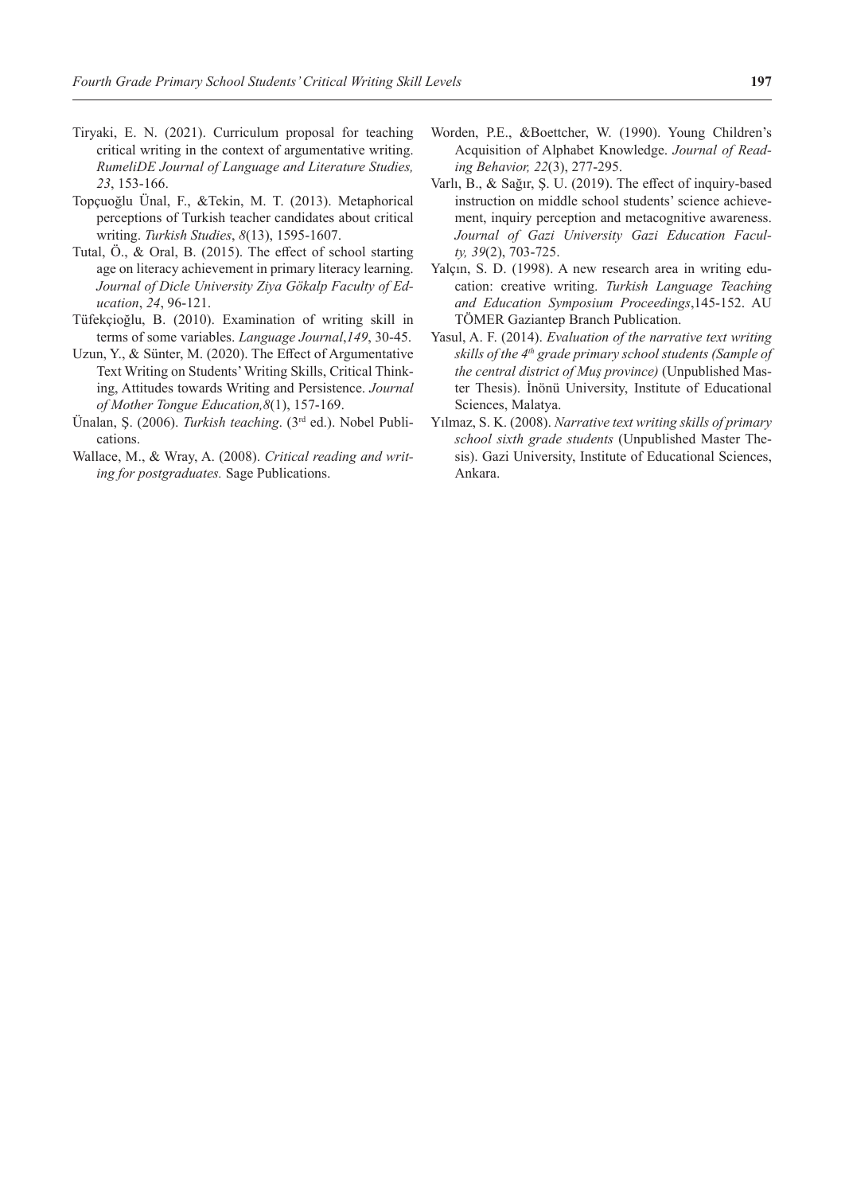Tiryaki, E. N. (2021). Curriculum proposal for teaching critical writing in the context of argumentative writing. *RumeliDE Journal of Language and Literature Studies, 23*, 153-166.

Topçuoğlu Ünal, F., &Tekin, M. T. (2013). Metaphorical perceptions of Turkish teacher candidates about critical writing. *Turkish Studies*, *8*(13), 1595-1607.

Tutal, Ö., & Oral, B. (2015). The effect of school starting age on literacy achievement in primary literacy learning. *Journal of Dicle University Ziya Gökalp Faculty of Education*, *24*, 96-121.

Tüfekçioğlu, B. (2010). Examination of writing skill in terms of some variables. *Language Journal*,*149*, 30-45.

Uzun, Y., & Sünter, M. (2020). The Effect of Argumentative Text Writing on Students' Writing Skills, Critical Thinking, Attitudes towards Writing and Persistence. *Journal of Mother Tongue Education,8*(1), 157-169.

Ünalan, Ş. (2006). *Turkish teaching*. (3rd ed.). Nobel Publications.

Wallace, M., & Wray, A. (2008). *Critical reading and writing for postgraduates.* Sage Publications.

Worden, P.E., &Boettcher, W. (1990). Young Children's Acquisition of Alphabet Knowledge. *Journal of Reading Behavior, 22*(3), 277-295.

Varlı, B., & Sağır, Ş. U. (2019). The effect of inquiry-based instruction on middle school students' science achievement, inquiry perception and metacognitive awareness. *Journal of Gazi University Gazi Education Faculty, 39*(2), 703-725.

Yalçın, S. D. (1998). A new research area in writing education: creative writing. *Turkish Language Teaching and Education Symposium Proceedings*,145-152. AU TÖMER Gaziantep Branch Publication.

Yasul, A. F. (2014). *Evaluation of the narrative text writing skills of the 4th grade primary school students (Sample of the central district of Muş province)* (Unpublished Master Thesis). İnönü University, Institute of Educational Sciences, Malatya.

Yılmaz, S. K. (2008). *Narrative text writing skills of primary school sixth grade students* (Unpublished Master Thesis). Gazi University, Institute of Educational Sciences, Ankara.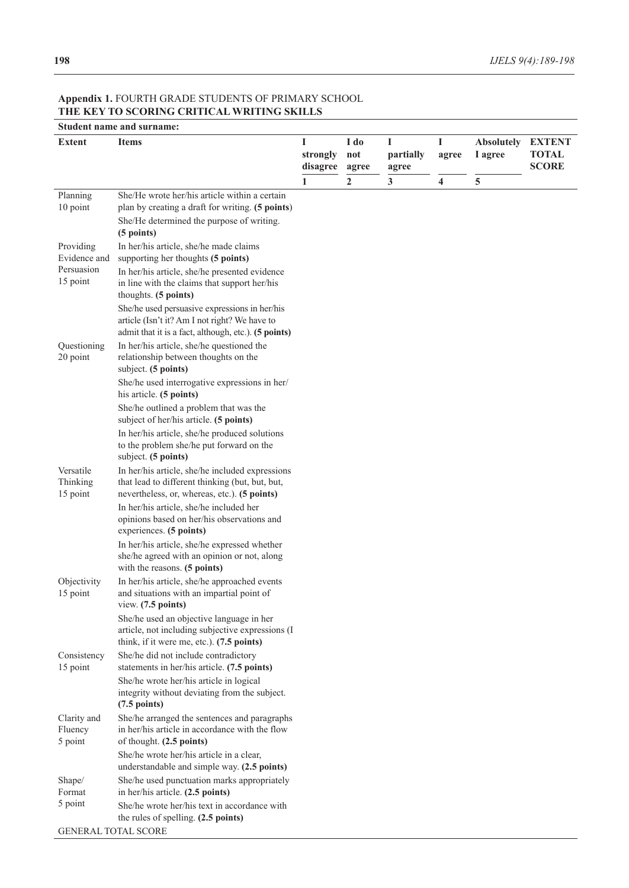**Appendix 1.** FOURTH GRADE STUDENTS OF PRIMARY SCHOOL
**THE KEY TO SCORING CRITICAL WRITING SKILLS**

**Student name and surname:**

| **Extent** | **Items** | **I strongly disagree** | **I do not agree** | **I partially agree** | **I agree** | **Absolutely I agree** | **EXTENT TOTAL SCORE** |
|---|---|---|---|---|---|---|---|
| | | **1** | **2** | **3** | **4** | **5** | |
| Planning 10 point | She/He wrote her/his article within a certain plan by creating a draft for writing. **(5 points)** | | | | | | |
| | She/He determined the purpose of writing. **(5 points)** | | | | | | |
| Providing Evidence and Persuasion 15 point | In her/his article, she/he made claims supporting her thoughts **(5 points)** | | | | | | |
| | In her/his article, she/he presented evidence in line with the claims that support her/his thoughts. **(5 points)** | | | | | | |
| | She/he used persuasive expressions in her/his article (Isn't it? Am I not right? We have to admit that it is a fact, although, etc.). **(5 points)** | | | | | | |
| Questioning 20 point | In her/his article, she/he questioned the relationship between thoughts on the subject. **(5 points)** | | | | | | |
| | She/he used interrogative expressions in her/his article. **(5 points)** | | | | | | |
| | She/he outlined a problem that was the subject of her/his article. **(5 points)** | | | | | | |
| | In her/his article, she/he produced solutions to the problem she/he put forward on the subject. **(5 points)** | | | | | | |
| Versatile Thinking 15 point | In her/his article, she/he included expressions that lead to different thinking (but, but, but, nevertheless, or, whereas, etc.). **(5 points)** | | | | | | |
| | In her/his article, she/he included her opinions based on her/his observations and experiences. **(5 points)** | | | | | | |
| | In her/his article, she/he expressed whether she/he agreed with an opinion or not, along with the reasons. **(5 points)** | | | | | | |
| Objectivity 15 point | In her/his article, she/he approached events and situations with an impartial point of view. **(7.5 points)** | | | | | | |
| | She/he used an objective language in her article, not including subjective expressions (I think, if it were me, etc.). **(7.5 points)** | | | | | | |
| Consistency 15 point | She/he did not include contradictory statements in her/his article. **(7.5 points)** | | | | | | |
| | She/he wrote her/his article in logical integrity without deviating from the subject. **(7.5 points)** | | | | | | |
| Clarity and Fluency 5 point | She/he arranged the sentences and paragraphs in her/his article in accordance with the flow of thought. **(2.5 points)** | | | | | | |
| | She/he wrote her/his article in a clear, understandable and simple way. **(2.5 points)** | | | | | | |
| Shape/ Format 5 point | She/he used punctuation marks appropriately in her/his article. **(2.5 points)** | | | | | | |
| | She/he wrote her/his text in accordance with the rules of spelling. **(2.5 points)** | | | | | | |
| GENERAL TOTAL SCORE | | | | | | | |